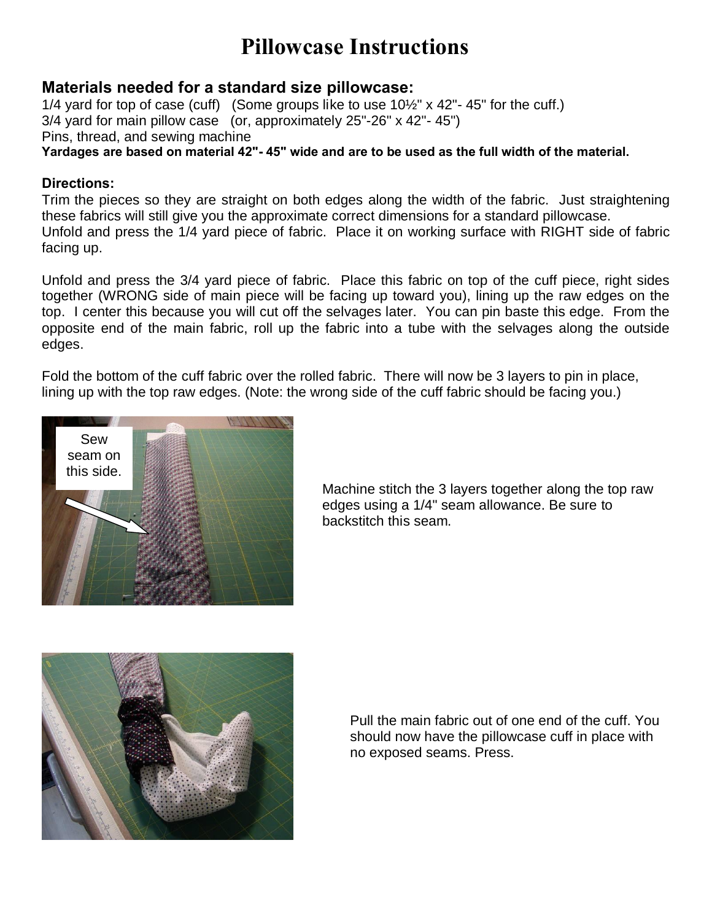# Pillowcase Instructions

## Materials needed for a standard size pillowcase:

1/4 yard for top of case (cuff) (Some groups like to use 10½" x 42"- 45" for the cuff.)
3/4 yard for main pillow case (or, approximately 25"-26" x 42"- 45")
Pins, thread, and sewing machine
**Yardages are based on material 42"- 45" wide and are to be used as the full width of the material.**

### Directions:

Trim the pieces so they are straight on both edges along the width of the fabric. Just straightening these fabrics will still give you the approximate correct dimensions for a standard pillowcase.
Unfold and press the 1/4 yard piece of fabric. Place it on working surface with RIGHT side of fabric facing up.

Unfold and press the 3/4 yard piece of fabric. Place this fabric on top of the cuff piece, right sides together (WRONG side of main piece will be facing up toward you), lining up the raw edges on the top. I center this because you will cut off the selvages later. You can pin baste this edge. From the opposite end of the main fabric, roll up the fabric into a tube with the selvages along the outside edges.

Fold the bottom of the cuff fabric over the rolled fabric. There will now be 3 layers to pin in place, lining up with the top raw edges. (Note: the wrong side of the cuff fabric should be facing you.)

Sew seam on this side.

Machine stitch the 3 layers together along the top raw edges using a 1/4" seam allowance. Be sure to backstitch this seam.

Pull the main fabric out of one end of the cuff. You should now have the pillowcase cuff in place with no exposed seams. Press.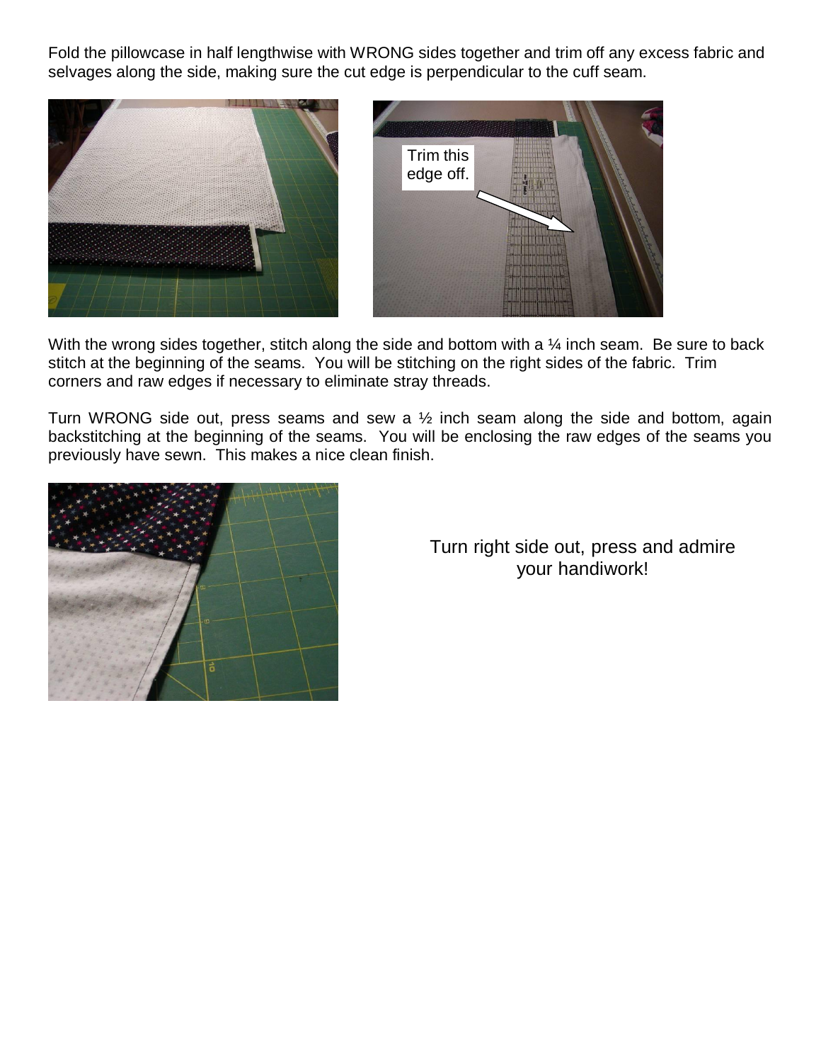Fold the pillowcase in half lengthwise with WRONG sides together and trim off any excess fabric and selvages along the side, making sure the cut edge is perpendicular to the cuff seam.

With the wrong sides together, stitch along the side and bottom with a ¼ inch seam. Be sure to back stitch at the beginning of the seams. You will be stitching on the right sides of the fabric. Trim corners and raw edges if necessary to eliminate stray threads.

Turn WRONG side out, press seams and sew a ½ inch seam along the side and bottom, again backstitching at the beginning of the seams. You will be enclosing the raw edges of the seams you previously have sewn. This makes a nice clean finish.

Turn right side out, press and admire your handiwork!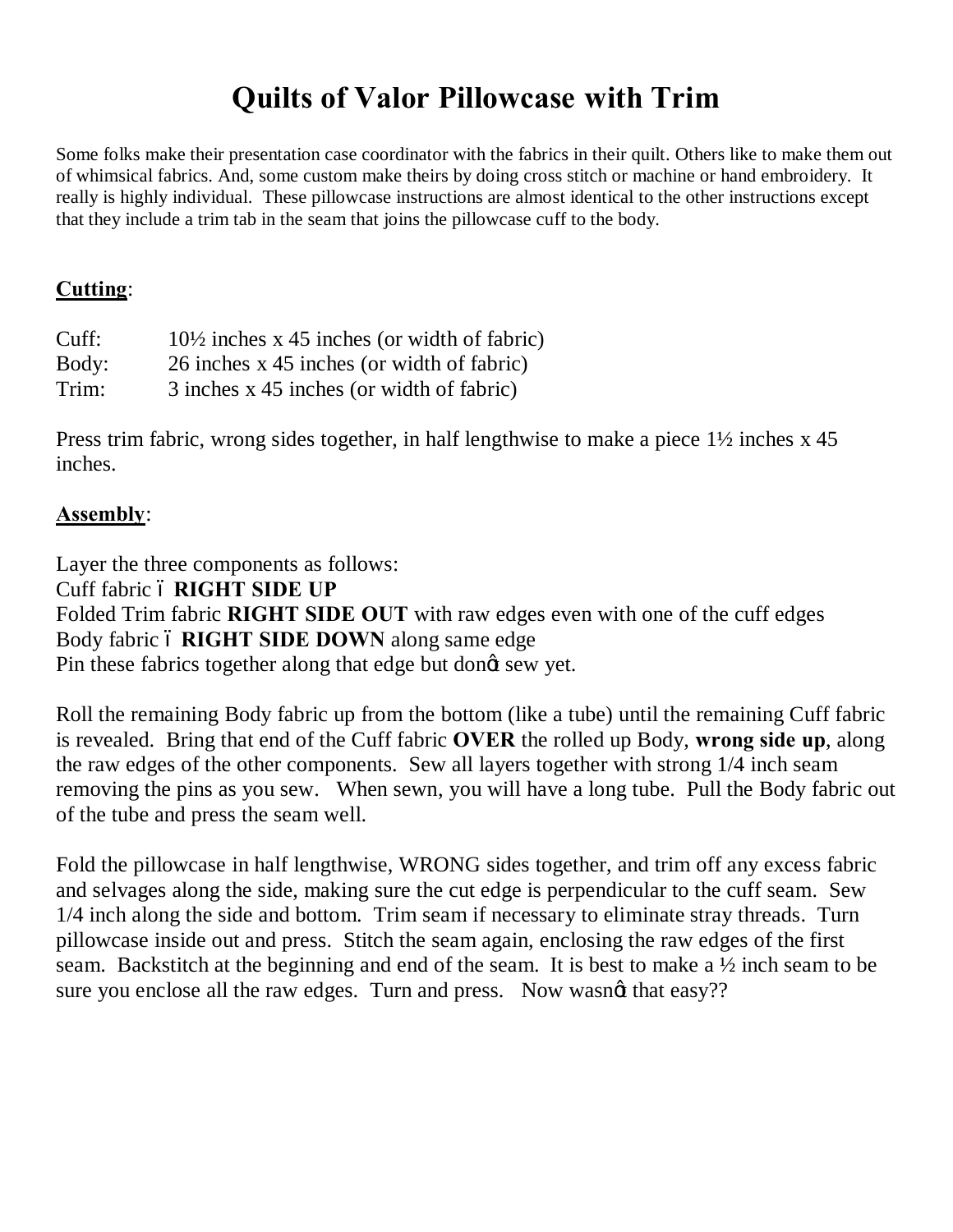# Quilts of Valor Pillowcase with Trim

Some folks make their presentation case coordinator with the fabrics in their quilt. Others like to make them out of whimsical fabrics. And, some custom make theirs by doing cross stitch or machine or hand embroidery. It really is highly individual. These pillowcase instructions are almost identical to the other instructions except that they include a trim tab in the seam that joins the pillowcase cuff to the body.

**Cutting**:

| | |
|---|---|
| Cuff: | 10½ inches x 45 inches (or width of fabric) |
| Body: | 26 inches x 45 inches (or width of fabric) |
| Trim: | 3 inches x 45 inches (or width of fabric) |

Press trim fabric, wrong sides together, in half lengthwise to make a piece 1½ inches x 45 inches.

**Assembly**:

Layer the three components as follows:
Cuff fabric – **RIGHT SIDE UP**
Folded Trim fabric **RIGHT SIDE OUT** with raw edges even with one of the cuff edges
Body fabric – **RIGHT SIDE DOWN** along same edge
Pin these fabrics together along that edge but don't sew yet.

Roll the remaining Body fabric up from the bottom (like a tube) until the remaining Cuff fabric is revealed. Bring that end of the Cuff fabric **OVER** the rolled up Body, **wrong side up**, along the raw edges of the other components. Sew all layers together with strong 1/4 inch seam removing the pins as you sew. When sewn, you will have a long tube. Pull the Body fabric out of the tube and press the seam well.

Fold the pillowcase in half lengthwise, WRONG sides together, and trim off any excess fabric and selvages along the side, making sure the cut edge is perpendicular to the cuff seam. Sew 1/4 inch along the side and bottom. Trim seam if necessary to eliminate stray threads. Turn pillowcase inside out and press. Stitch the seam again, enclosing the raw edges of the first seam. Backstitch at the beginning and end of the seam. It is best to make a ½ inch seam to be sure you enclose all the raw edges. Turn and press. Now wasn't that easy??